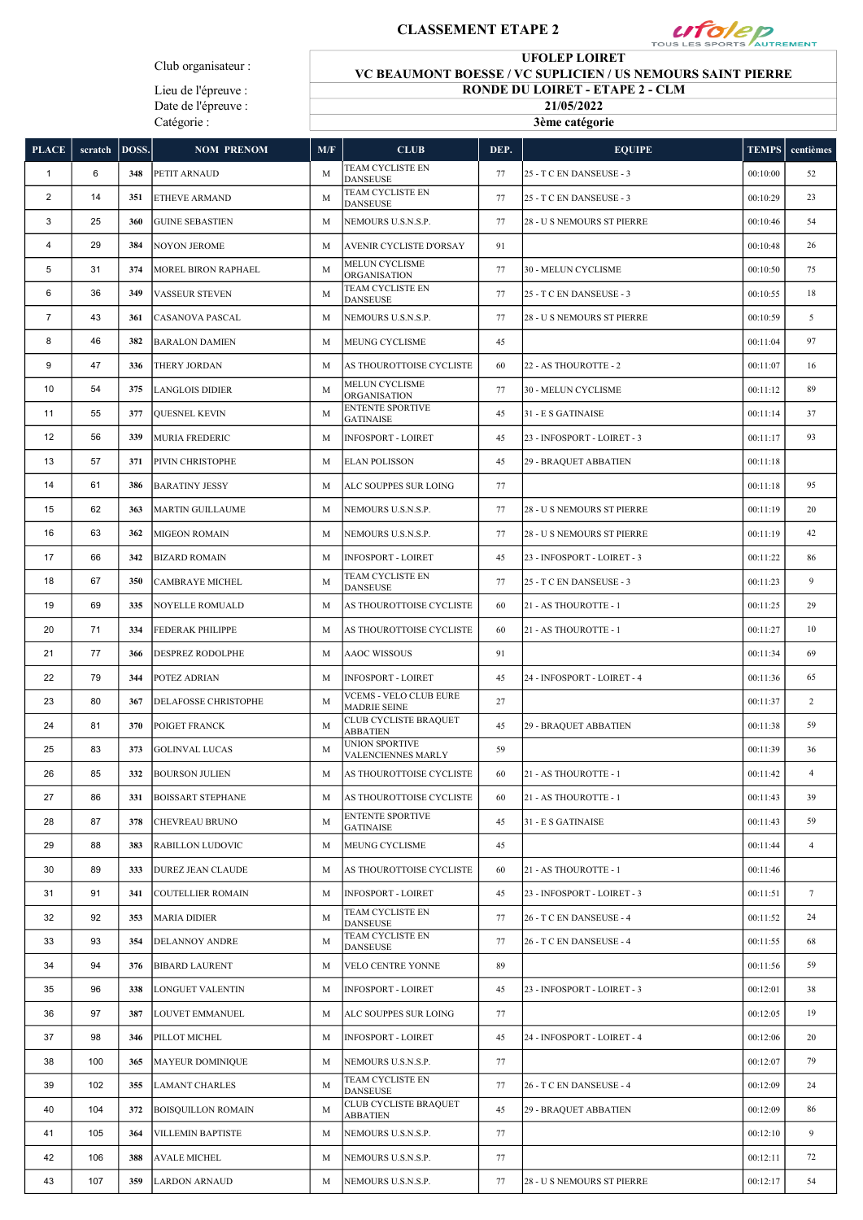# CLASSEMENT ETAPE 2

| | |
|---|---|
| Club organisateur : | UFOLEP LOIRET |
| | VC BEAUMONT BOESSE / VC SUPLICIEN / US NEMOURS SAINT PIERRE |
| Lieu de l'épreuve : | RONDE DU LOIRET - ETAPE 2 - CLM |
| Date de l'épreuve : | 21/05/2022 |
| Catégorie : | 3ème catégorie |

| PLACE | scratch | DOSS. | NOM PRENOM | M/F | CLUB | DEP. | EQUIPE | TEMPS | centièmes |
|---|---|---|---|---|---|---|---|---|---|
| 1 | 6 | 348 | PETIT ARNAUD | M | TEAM CYCLISTE EN DANSEUSE | 77 | 25 - T C EN DANSEUSE - 3 | 00:10:00 | 52 |
| 2 | 14 | 351 | ETHEVE ARMAND | M | TEAM CYCLISTE EN DANSEUSE | 77 | 25 - T C EN DANSEUSE - 3 | 00:10:29 | 23 |
| 3 | 25 | 360 | GUINE SEBASTIEN | M | NEMOURS U.S.N.S.P. | 77 | 28 - U S NEMOURS ST PIERRE | 00:10:46 | 54 |
| 4 | 29 | 384 | NOYON JEROME | M | AVENIR CYCLISTE D'ORSAY | 91 | | 00:10:48 | 26 |
| 5 | 31 | 374 | MOREL BIRON RAPHAEL | M | MELUN CYCLISME ORGANISATION | 77 | 30 - MELUN CYCLISME | 00:10:50 | 75 |
| 6 | 36 | 349 | VASSEUR STEVEN | M | TEAM CYCLISTE EN DANSEUSE | 77 | 25 - T C EN DANSEUSE - 3 | 00:10:55 | 18 |
| 7 | 43 | 361 | CASANOVA PASCAL | M | NEMOURS U.S.N.S.P. | 77 | 28 - U S NEMOURS ST PIERRE | 00:10:59 | 5 |
| 8 | 46 | 382 | BARALON DAMIEN | M | MEUNG CYCLISME | 45 | | 00:11:04 | 97 |
| 9 | 47 | 336 | THERY JORDAN | M | AS THOUROTTOISE CYCLISTE | 60 | 22 - AS THOUROTTE - 2 | 00:11:07 | 16 |
| 10 | 54 | 375 | LANGLOIS DIDIER | M | MELUN CYCLISME ORGANISATION | 77 | 30 - MELUN CYCLISME | 00:11:12 | 89 |
| 11 | 55 | 377 | QUESNEL KEVIN | M | ENTENTE SPORTIVE GATINAISE | 45 | 31 - E S GATINAISE | 00:11:14 | 37 |
| 12 | 56 | 339 | MURIA FREDERIC | M | INFOSPORT - LOIRET | 45 | 23 - INFOSPORT - LOIRET - 3 | 00:11:17 | 93 |
| 13 | 57 | 371 | PIVIN CHRISTOPHE | M | ELAN POLISSON | 45 | 29 - BRAQUET ABBATIEN | 00:11:18 | |
| 14 | 61 | 386 | BARATINY JESSY | M | ALC SOUPPES SUR LOING | 77 | | 00:11:18 | 95 |
| 15 | 62 | 363 | MARTIN GUILLAUME | M | NEMOURS U.S.N.S.P. | 77 | 28 - U S NEMOURS ST PIERRE | 00:11:19 | 20 |
| 16 | 63 | 362 | MIGEON ROMAIN | M | NEMOURS U.S.N.S.P. | 77 | 28 - U S NEMOURS ST PIERRE | 00:11:19 | 42 |
| 17 | 66 | 342 | BIZARD ROMAIN | M | INFOSPORT - LOIRET | 45 | 23 - INFOSPORT - LOIRET - 3 | 00:11:22 | 86 |
| 18 | 67 | 350 | CAMBRAYE MICHEL | M | TEAM CYCLISTE EN DANSEUSE | 77 | 25 - T C EN DANSEUSE - 3 | 00:11:23 | 9 |
| 19 | 69 | 335 | NOYELLE ROMUALD | M | AS THOUROTTOISE CYCLISTE | 60 | 21 - AS THOUROTTE - 1 | 00:11:25 | 29 |
| 20 | 71 | 334 | FEDERAK PHILIPPE | M | AS THOUROTTOISE CYCLISTE | 60 | 21 - AS THOUROTTE - 1 | 00:11:27 | 10 |
| 21 | 77 | 366 | DESPREZ RODOLPHE | M | AAOC WISSOUS | 91 | | 00:11:34 | 69 |
| 22 | 79 | 344 | POTEZ ADRIAN | M | INFOSPORT - LOIRET | 45 | 24 - INFOSPORT - LOIRET - 4 | 00:11:36 | 65 |
| 23 | 80 | 367 | DELAFOSSE CHRISTOPHE | M | VCEMS - VELO CLUB EURE MADRIE SEINE | 27 | | 00:11:37 | 2 |
| 24 | 81 | 370 | POIGET FRANCK | M | CLUB CYCLISTE BRAQUET ABBATIEN | 45 | 29 - BRAQUET ABBATIEN | 00:11:38 | 59 |
| 25 | 83 | 373 | GOLINVAL LUCAS | M | UNION SPORTIVE VALENCIENNES MARLY | 59 | | 00:11:39 | 36 |
| 26 | 85 | 332 | BOURSON JULIEN | M | AS THOUROTTOISE CYCLISTE | 60 | 21 - AS THOUROTTE - 1 | 00:11:42 | 4 |
| 27 | 86 | 331 | BOISSART STEPHANE | M | AS THOUROTTOISE CYCLISTE | 60 | 21 - AS THOUROTTE - 1 | 00:11:43 | 39 |
| 28 | 87 | 378 | CHEVREAU BRUNO | M | ENTENTE SPORTIVE GATINAISE | 45 | 31 - E S GATINAISE | 00:11:43 | 59 |
| 29 | 88 | 383 | RABILLON LUDOVIC | M | MEUNG CYCLISME | 45 | | 00:11:44 | 4 |
| 30 | 89 | 333 | DUREZ JEAN CLAUDE | M | AS THOUROTTOISE CYCLISTE | 60 | 21 - AS THOUROTTE - 1 | 00:11:46 | |
| 31 | 91 | 341 | COUTELLIER ROMAIN | M | INFOSPORT - LOIRET | 45 | 23 - INFOSPORT - LOIRET - 3 | 00:11:51 | 7 |
| 32 | 92 | 353 | MARIA DIDIER | M | TEAM CYCLISTE EN DANSEUSE | 77 | 26 - T C EN DANSEUSE - 4 | 00:11:52 | 24 |
| 33 | 93 | 354 | DELANNOY ANDRE | M | TEAM CYCLISTE EN DANSEUSE | 77 | 26 - T C EN DANSEUSE - 4 | 00:11:55 | 68 |
| 34 | 94 | 376 | BIBARD LAURENT | M | VELO CENTRE YONNE | 89 | | 00:11:56 | 59 |
| 35 | 96 | 338 | LONGUET VALENTIN | M | INFOSPORT - LOIRET | 45 | 23 - INFOSPORT - LOIRET - 3 | 00:12:01 | 38 |
| 36 | 97 | 387 | LOUVET EMMANUEL | M | ALC SOUPPES SUR LOING | 77 | | 00:12:05 | 19 |
| 37 | 98 | 346 | PILLOT MICHEL | M | INFOSPORT - LOIRET | 45 | 24 - INFOSPORT - LOIRET - 4 | 00:12:06 | 20 |
| 38 | 100 | 365 | MAYEUR DOMINIQUE | M | NEMOURS U.S.N.S.P. | 77 | | 00:12:07 | 79 |
| 39 | 102 | 355 | LAMANT CHARLES | M | TEAM CYCLISTE EN DANSEUSE | 77 | 26 - T C EN DANSEUSE - 4 | 00:12:09 | 24 |
| 40 | 104 | 372 | BOISQUILLON ROMAIN | M | CLUB CYCLISTE BRAQUET ABBATIEN | 45 | 29 - BRAQUET ABBATIEN | 00:12:09 | 86 |
| 41 | 105 | 364 | VILLEMIN BAPTISTE | M | NEMOURS U.S.N.S.P. | 77 | | 00:12:10 | 9 |
| 42 | 106 | 388 | AVALE MICHEL | M | NEMOURS U.S.N.S.P. | 77 | | 00:12:11 | 72 |
| 43 | 107 | 359 | LARDON ARNAUD | M | NEMOURS U.S.N.S.P. | 77 | 28 - U S NEMOURS ST PIERRE | 00:12:17 | 54 |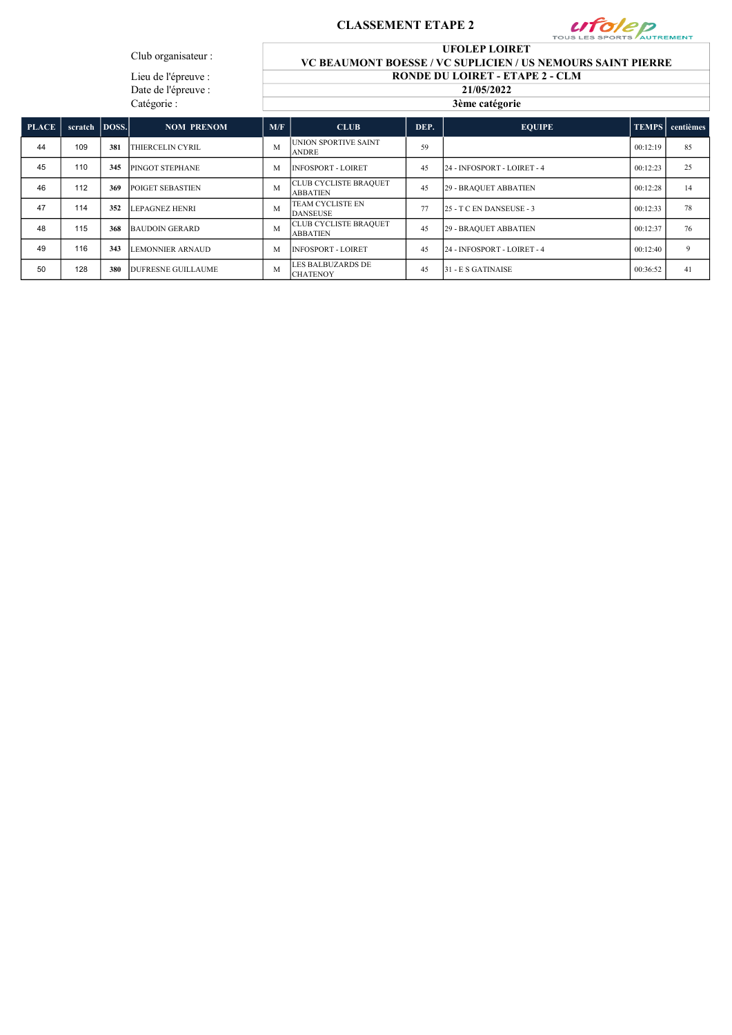# CLASSEMENT ETAPE 2

| | |
|---|---|
| Club organisateur : | UFOLEP LOIRET<br>VC BEAUMONT BOESSE / VC SUPLICIEN / US NEMOURS SAINT PIERRE |
| Lieu de l'épreuve : | RONDE DU LOIRET - ETAPE 2 - CLM |
| Date de l'épreuve : | 21/05/2022 |
| Catégorie : | 3ème catégorie |

| PLACE | scratch | DOSS. | NOM PRENOM | M/F | CLUB | DEP. | EQUIPE | TEMPS | centièmes |
|---|---|---|---|---|---|---|---|---|---|
| 44 | 109 | 381 | THIERCELIN CYRIL | M | UNION SPORTIVE SAINT ANDRE | 59 | | 00:12:19 | 85 |
| 45 | 110 | 345 | PINGOT STEPHANE | M | INFOSPORT - LOIRET | 45 | 24 - INFOSPORT - LOIRET - 4 | 00:12:23 | 25 |
| 46 | 112 | 369 | POIGET SEBASTIEN | M | CLUB CYCLISTE BRAQUET ABBATIEN | 45 | 29 - BRAQUET ABBATIEN | 00:12:28 | 14 |
| 47 | 114 | 352 | LEPAGNEZ HENRI | M | TEAM CYCLISTE EN DANSEUSE | 77 | 25 - T C EN DANSEUSE - 3 | 00:12:33 | 78 |
| 48 | 115 | 368 | BAUDOIN GERARD | M | CLUB CYCLISTE BRAQUET ABBATIEN | 45 | 29 - BRAQUET ABBATIEN | 00:12:37 | 76 |
| 49 | 116 | 343 | LEMONNIER ARNAUD | M | INFOSPORT - LOIRET | 45 | 24 - INFOSPORT - LOIRET - 4 | 00:12:40 | 9 |
| 50 | 128 | 380 | DUFRESNE GUILLAUME | M | LES BALBUZARDS DE CHATENOY | 45 | 31 - E S GATINAISE | 00:36:52 | 41 |